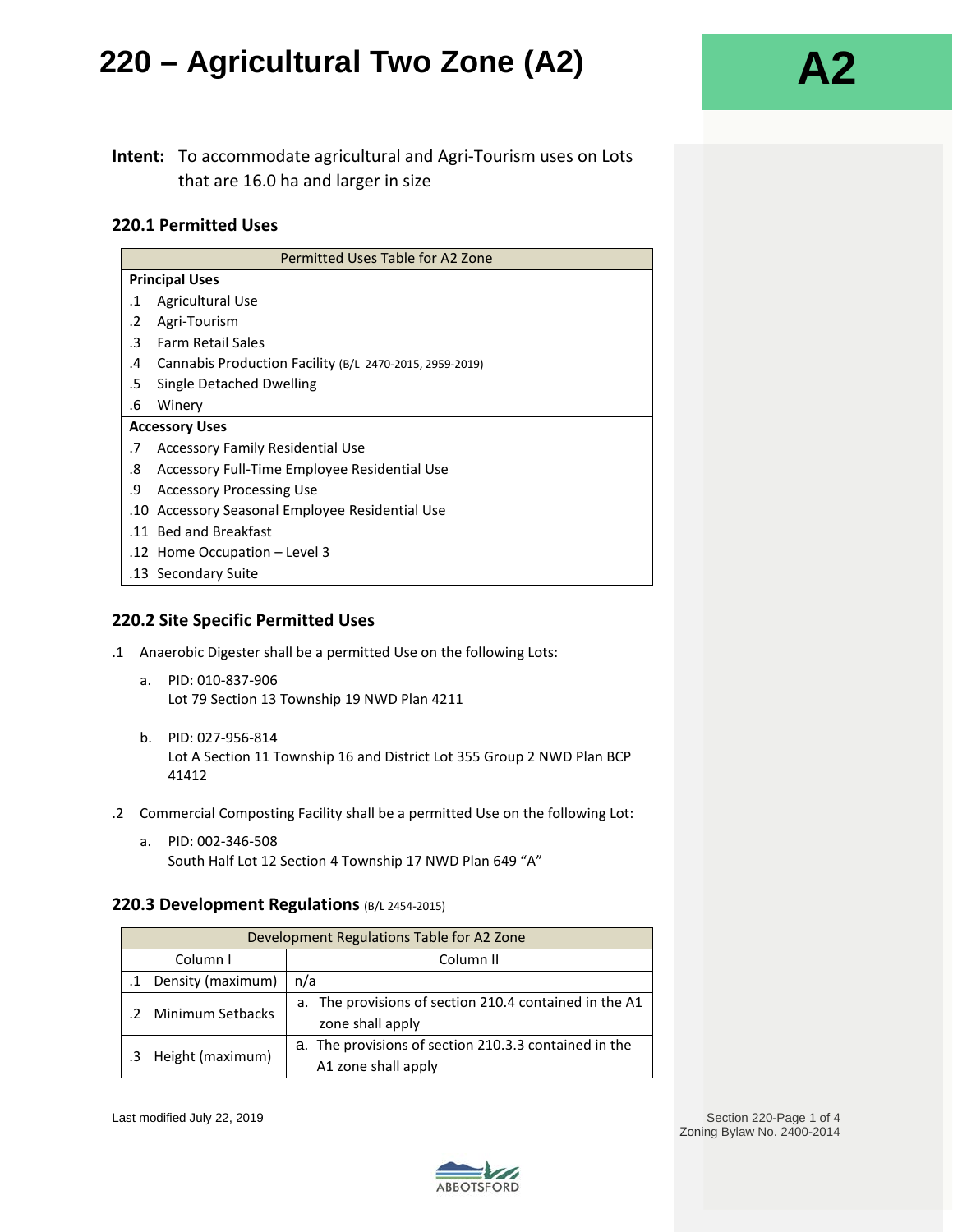# 220 – Agricultural Two Zone (A2)

**A2**

**Intent:** To accommodate agricultural and Agri-Tourism uses on Lots that are 16.0 ha and larger in size

## 220.1 Permitted Uses

| Permitted Uses Table for A2 Zone |
|---|
| **Principal Uses** |
| .1 Agricultural Use |
| .2 Agri-Tourism |
| .3 Farm Retail Sales |
| .4 Cannabis Production Facility (B/L 2470-2015, 2959-2019) |
| .5 Single Detached Dwelling |
| .6 Winery |
| **Accessory Uses** |
| .7 Accessory Family Residential Use |
| .8 Accessory Full-Time Employee Residential Use |
| .9 Accessory Processing Use |
| .10 Accessory Seasonal Employee Residential Use |
| .11 Bed and Breakfast |
| .12 Home Occupation – Level 3 |
| .13 Secondary Suite |

## 220.2 Site Specific Permitted Uses

.1 Anaerobic Digester shall be a permitted Use on the following Lots:

a. PID: 010-837-906
Lot 79 Section 13 Township 19 NWD Plan 4211

b. PID: 027-956-814
Lot A Section 11 Township 16 and District Lot 355 Group 2 NWD Plan BCP 41412

.2 Commercial Composting Facility shall be a permitted Use on the following Lot:

a. PID: 002-346-508
South Half Lot 12 Section 4 Township 17 NWD Plan 649 "A"

## 220.3 Development Regulations (B/L 2454-2015)

| Development Regulations Table for A2 Zone | |
|---|---|
| Column I | Column II |
| .1 Density (maximum) | n/a |
| .2 Minimum Setbacks | a. The provisions of section 210.4 contained in the A1 zone shall apply |
| .3 Height (maximum) | a. The provisions of section 210.3.3 contained in the A1 zone shall apply |

Last modified July 22, 2019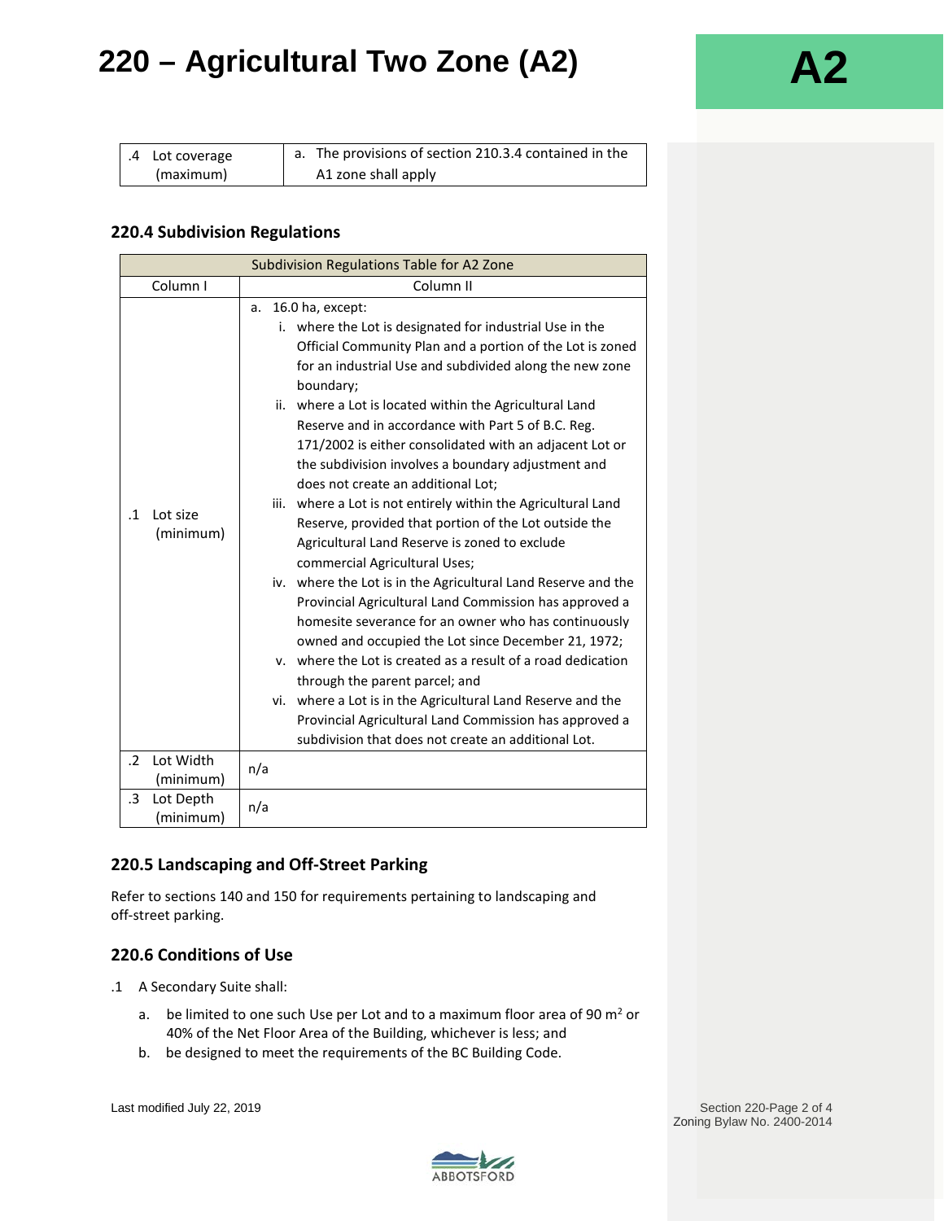# 220 – Agricultural Two Zone (A2)

| | |
|---|---|
| .4 Lot coverage (maximum) | a. The provisions of section 210.3.4 contained in the A1 zone shall apply |

### 220.4 Subdivision Regulations

| Subdivision Regulations Table for A2 Zone | |
|---|---|
| Column I | Column II |
| .1 Lot size (minimum) | a. 16.0 ha, except:<br>i. where the Lot is designated for industrial Use in the Official Community Plan and a portion of the Lot is zoned for an industrial Use and subdivided along the new zone boundary;<br>ii. where a Lot is located within the Agricultural Land Reserve and in accordance with Part 5 of B.C. Reg. 171/2002 is either consolidated with an adjacent Lot or the subdivision involves a boundary adjustment and does not create an additional Lot;<br>iii. where a Lot is not entirely within the Agricultural Land Reserve, provided that portion of the Lot outside the Agricultural Land Reserve is zoned to exclude commercial Agricultural Uses;<br>iv. where the Lot is in the Agricultural Land Reserve and the Provincial Agricultural Land Commission has approved a homesite severance for an owner who has continuously owned and occupied the Lot since December 21, 1972;<br>v. where the Lot is created as a result of a road dedication through the parent parcel; and<br>vi. where a Lot is in the Agricultural Land Reserve and the Provincial Agricultural Land Commission has approved a subdivision that does not create an additional Lot. |
| .2 Lot Width (minimum) | n/a |
| .3 Lot Depth (minimum) | n/a |

### 220.5 Landscaping and Off-Street Parking

Refer to sections 140 and 150 for requirements pertaining to landscaping and off-street parking.

### 220.6 Conditions of Use

.1 A Secondary Suite shall:

a. be limited to one such Use per Lot and to a maximum floor area of 90 $m^2$ or 40% of the Net Floor Area of the Building, whichever is less; and

b. be designed to meet the requirements of the BC Building Code.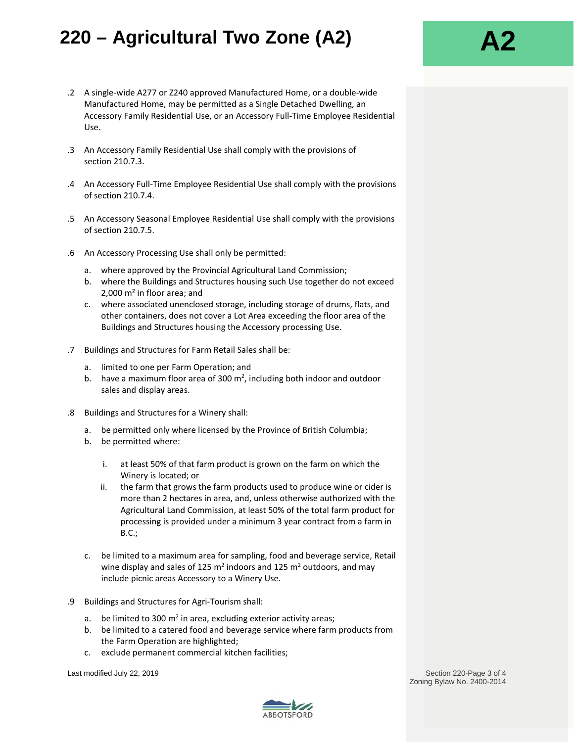# 220 – Agricultural Two Zone (A2)

.2 A single-wide A277 or Z240 approved Manufactured Home, or a double-wide Manufactured Home, may be permitted as a Single Detached Dwelling, an Accessory Family Residential Use, or an Accessory Full-Time Employee Residential Use.

.3 An Accessory Family Residential Use shall comply with the provisions of section 210.7.3.

.4 An Accessory Full-Time Employee Residential Use shall comply with the provisions of section 210.7.4.

.5 An Accessory Seasonal Employee Residential Use shall comply with the provisions of section 210.7.5.

.6 An Accessory Processing Use shall only be permitted:

a. where approved by the Provincial Agricultural Land Commission;
b. where the Buildings and Structures housing such Use together do not exceed 2,000 $m^2$ in floor area; and
c. where associated unenclosed storage, including storage of drums, flats, and other containers, does not cover a Lot Area exceeding the floor area of the Buildings and Structures housing the Accessory processing Use.

.7 Buildings and Structures for Farm Retail Sales shall be:

a. limited to one per Farm Operation; and
b. have a maximum floor area of 300 $m^2$, including both indoor and outdoor sales and display areas.

.8 Buildings and Structures for a Winery shall:

a. be permitted only where licensed by the Province of British Columbia;
b. be permitted where:

  i. at least 50% of that farm product is grown on the farm on which the Winery is located; or
  ii. the farm that grows the farm products used to produce wine or cider is more than 2 hectares in area, and, unless otherwise authorized with the Agricultural Land Commission, at least 50% of the total farm product for processing is provided under a minimum 3 year contract from a farm in B.C.;

c. be limited to a maximum area for sampling, food and beverage service, Retail wine display and sales of 125 $m^2$ indoors and 125 $m^2$ outdoors, and may include picnic areas Accessory to a Winery Use.

.9 Buildings and Structures for Agri-Tourism shall:

a. be limited to 300 $m^2$ in area, excluding exterior activity areas;
b. be limited to a catered food and beverage service where farm products from the Farm Operation are highlighted;
c. exclude permanent commercial kitchen facilities;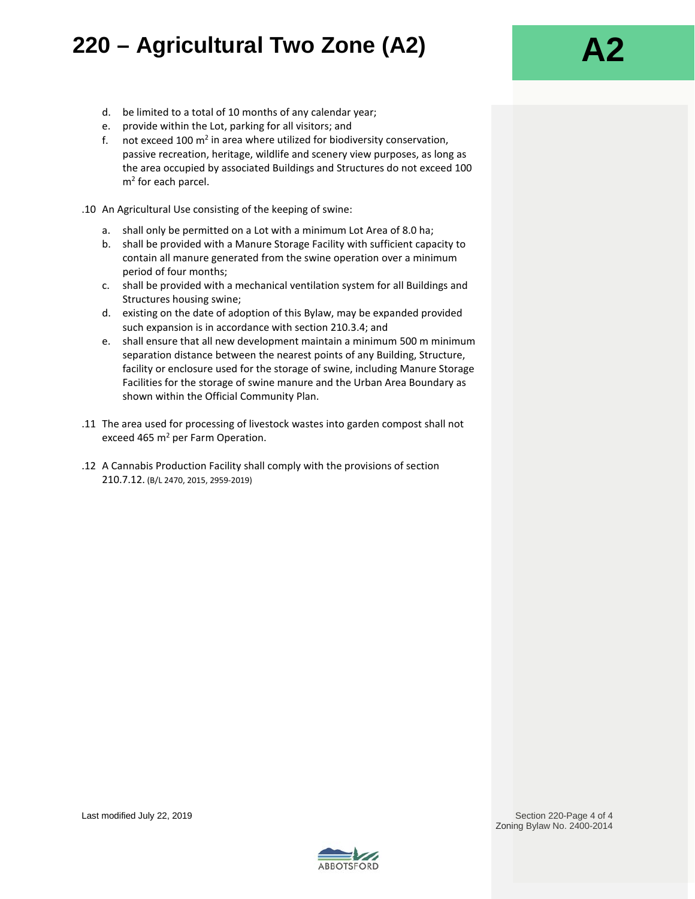# 220 – Agricultural Two Zone (A2)

d. be limited to a total of 10 months of any calendar year;
e. provide within the Lot, parking for all visitors; and
f. not exceed 100 $m^2$ in area where utilized for biodiversity conservation, passive recreation, heritage, wildlife and scenery view purposes, as long as the area occupied by associated Buildings and Structures do not exceed 100 $m^2$ for each parcel.

.10 An Agricultural Use consisting of the keeping of swine:

a. shall only be permitted on a Lot with a minimum Lot Area of 8.0 ha;
b. shall be provided with a Manure Storage Facility with sufficient capacity to contain all manure generated from the swine operation over a minimum period of four months;
c. shall be provided with a mechanical ventilation system for all Buildings and Structures housing swine;
d. existing on the date of adoption of this Bylaw, may be expanded provided such expansion is in accordance with section 210.3.4; and
e. shall ensure that all new development maintain a minimum 500 m minimum separation distance between the nearest points of any Building, Structure, facility or enclosure used for the storage of swine, including Manure Storage Facilities for the storage of swine manure and the Urban Area Boundary as shown within the Official Community Plan.

.11 The area used for processing of livestock wastes into garden compost shall not exceed 465 $m^2$ per Farm Operation.

.12 A Cannabis Production Facility shall comply with the provisions of section 210.7.12. (B/L 2470, 2015, 2959-2019)